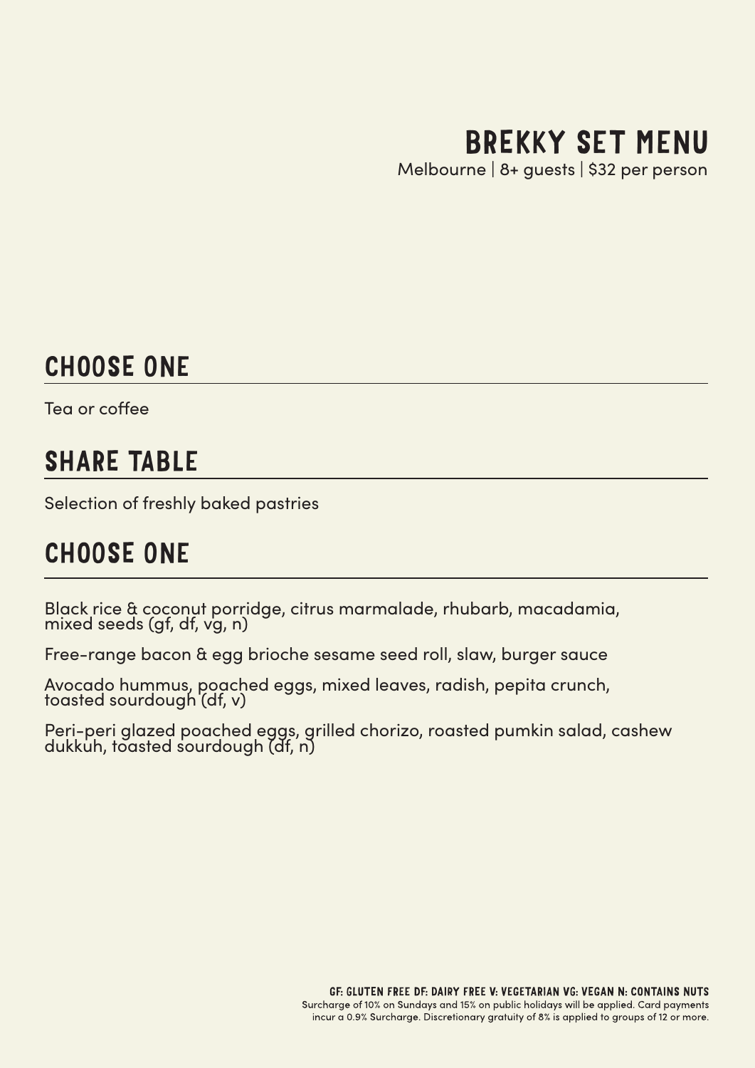# BREKKY SET MENU

Melbourne | 8+ guests | $32 per person

## CHOOSE ONE

Tea or coffee

## SHARE TABLE

Selection of freshly baked pastries

## CHOOSE ONE

Black rice & coconut porridge, citrus marmalade, rhubarb, macadamia, mixed seeds (gf, df, vg, n)

Free-range bacon & egg brioche sesame seed roll, slaw, burger sauce

Avocado hummus, poached eggs, mixed leaves, radish, pepita crunch, toasted sourdough (df, v)

Peri-peri glazed poached eggs, grilled chorizo, roasted pumkin salad, cashew dukkuh, toasted sourdough (df, n)

GF: GLUTEN FREE DF: DAIRY FREE V: VEGETARIAN VG: VEGAN N: CONTAINS NUTS

Surcharge of 10% on Sundays and 15% on public holidays will be applied. Card payments incur a 0.9% Surcharge. Discretionary gratuity of 8% is applied to groups of 12 or more.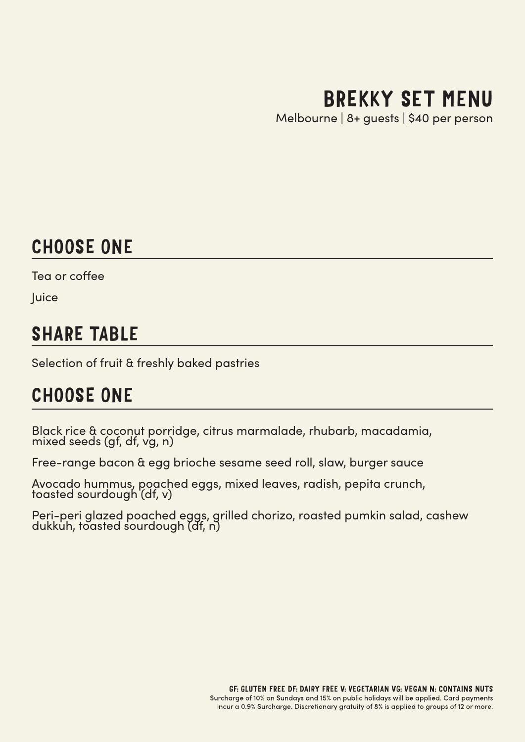# BREKKY SET MENU

Melbourne | 8+ guests | $40 per person

## CHOOSE ONE

Tea or coffee

Juice

## SHARE TABLE

Selection of fruit & freshly baked pastries

## CHOOSE ONE

Black rice & coconut porridge, citrus marmalade, rhubarb, macadamia, mixed seeds (gf, df, vg, n)

Free-range bacon & egg brioche sesame seed roll, slaw, burger sauce

Avocado hummus, poached eggs, mixed leaves, radish, pepita crunch, toasted sourdough (df, v)

Peri-peri glazed poached eggs, grilled chorizo, roasted pumkin salad, cashew dukkuh, toasted sourdough (df, n)

GF: GLUTEN FREE DF: DAIRY FREE V: VEGETARIAN VG: VEGAN N: CONTAINS NUTS

Surcharge of 10% on Sundays and 15% on public holidays will be applied. Card payments incur a 0.9% Surcharge. Discretionary gratuity of 8% is applied to groups of 12 or more.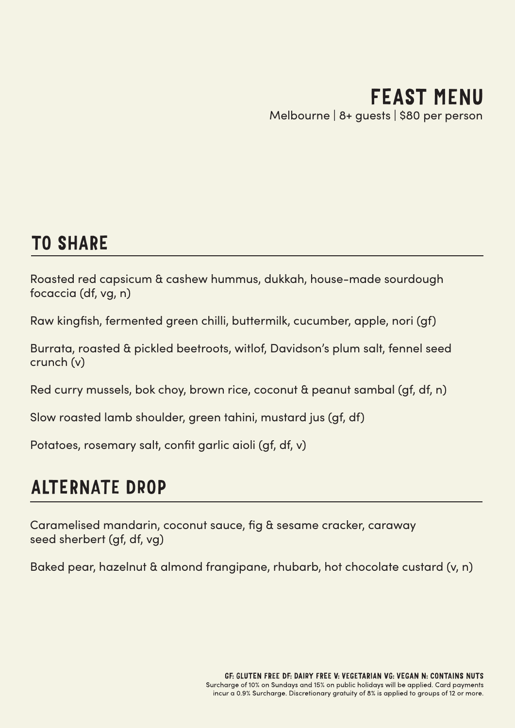# FEAST MENU

Melbourne | 8+ guests | $80 per person

## TO SHARE

Roasted red capsicum & cashew hummus, dukkah, house-made sourdough focaccia (df, vg, n)

Raw kingfish, fermented green chilli, buttermilk, cucumber, apple, nori (gf)

Burrata, roasted & pickled beetroots, witlof, Davidson's plum salt, fennel seed crunch (v)

Red curry mussels, bok choy, brown rice, coconut & peanut sambal (gf, df, n)

Slow roasted lamb shoulder, green tahini, mustard jus (gf, df)

Potatoes, rosemary salt, confit garlic aioli (gf, df, v)

## ALTERNATE DROP

Caramelised mandarin, coconut sauce, fig & sesame cracker, caraway seed sherbert (gf, df, vg)

Baked pear, hazelnut & almond frangipane, rhubarb, hot chocolate custard (v, n)

GF: GLUTEN FREE DF: DAIRY FREE V: VEGETARIAN VG: VEGAN N: CONTAINS NUTS

Surcharge of 10% on Sundays and 15% on public holidays will be applied. Card payments incur a 0.9% Surcharge. Discretionary gratuity of 8% is applied to groups of 12 or more.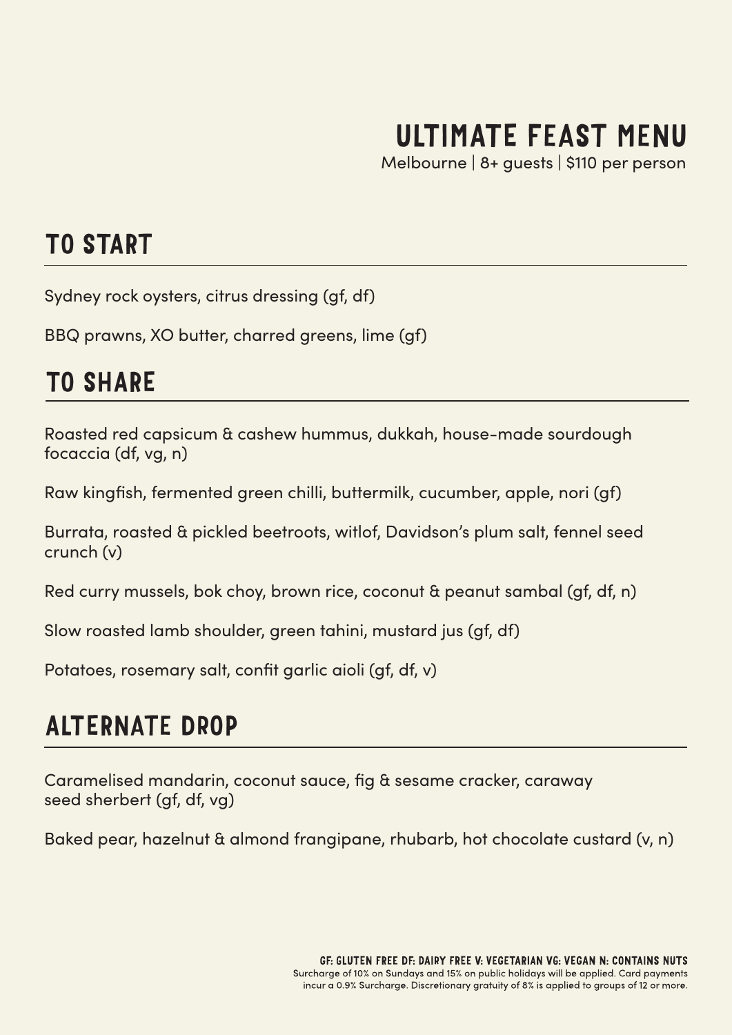# ULTIMATE FEAST MENU

Melbourne | 8+ guests | $110 per person

## TO START

Sydney rock oysters, citrus dressing (gf, df)

BBQ prawns, XO butter, charred greens, lime (gf)

## TO SHARE

Roasted red capsicum & cashew hummus, dukkah, house-made sourdough focaccia (df, vg, n)

Raw kingfish, fermented green chilli, buttermilk, cucumber, apple, nori (gf)

Burrata, roasted & pickled beetroots, witlof, Davidson's plum salt, fennel seed crunch (v)

Red curry mussels, bok choy, brown rice, coconut & peanut sambal (gf, df, n)

Slow roasted lamb shoulder, green tahini, mustard jus (gf, df)

Potatoes, rosemary salt, confit garlic aioli (gf, df, v)

## ALTERNATE DROP

Caramelised mandarin, coconut sauce, fig & sesame cracker, caraway seed sherbert (gf, df, vg)

Baked pear, hazelnut & almond frangipane, rhubarb, hot chocolate custard (v, n)

GF: GLUTEN FREE DF: DAIRY FREE V: VEGETARIAN VG: VEGAN N: CONTAINS NUTS

Surcharge of 10% on Sundays and 15% on public holidays will be applied. Card payments incur a 0.9% Surcharge. Discretionary gratuity of 8% is applied to groups of 12 or more.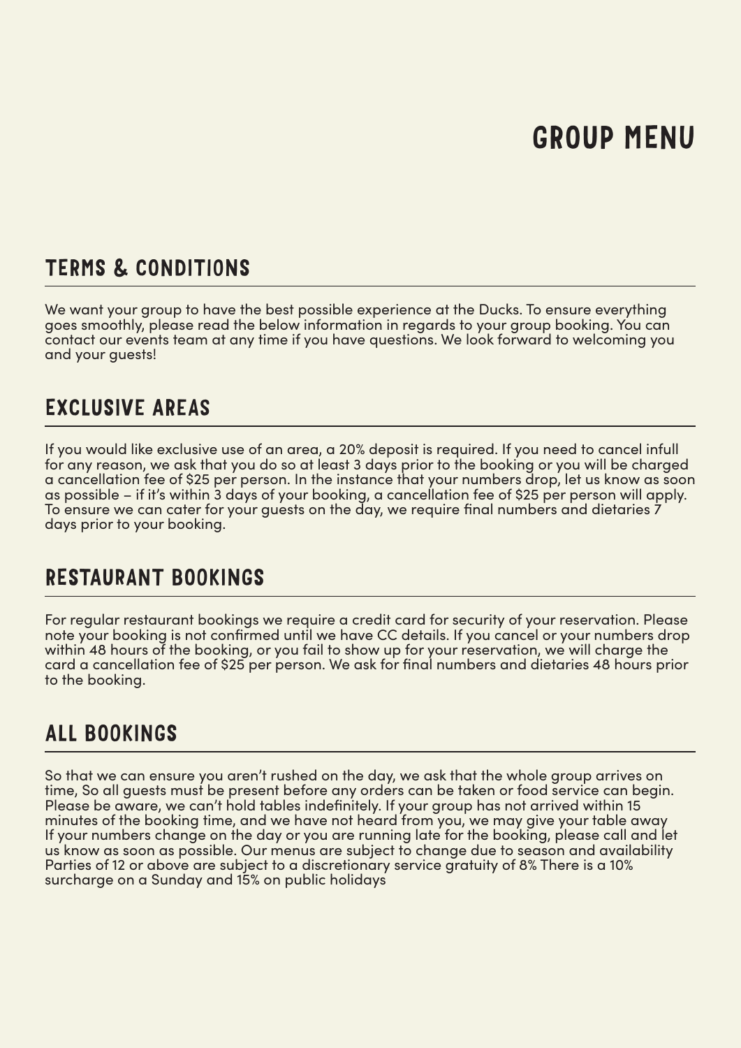# GROUP MENU

## TERMS & CONDITIONS

We want your group to have the best possible experience at the Ducks. To ensure everything goes smoothly, please read the below information in regards to your group booking. You can contact our events team at any time if you have questions. We look forward to welcoming you and your guests!

## EXCLUSIVE AREAS

If you would like exclusive use of an area, a 20% deposit is required. If you need to cancel infull for any reason, we ask that you do so at least 3 days prior to the booking or you will be charged a cancellation fee of $25 per person. In the instance that your numbers drop, let us know as soon as possible – if it's within 3 days of your booking, a cancellation fee of $25 per person will apply. To ensure we can cater for your guests on the day, we require final numbers and dietaries 7 days prior to your booking.

## RESTAURANT BOOKINGS

For regular restaurant bookings we require a credit card for security of your reservation. Please note your booking is not confirmed until we have CC details. If you cancel or your numbers drop within 48 hours of the booking, or you fail to show up for your reservation, we will charge the card a cancellation fee of $25 per person. We ask for final numbers and dietaries 48 hours prior to the booking.

## ALL BOOKINGS

So that we can ensure you aren't rushed on the day, we ask that the whole group arrives on time, So all guests must be present before any orders can be taken or food service can begin. Please be aware, we can't hold tables indefinitely. If your group has not arrived within 15 minutes of the booking time, and we have not heard from you, we may give your table away If your numbers change on the day or you are running late for the booking, please call and let us know as soon as possible. Our menus are subject to change due to season and availability Parties of 12 or above are subject to a discretionary service gratuity of 8% There is a 10% surcharge on a Sunday and 15% on public holidays